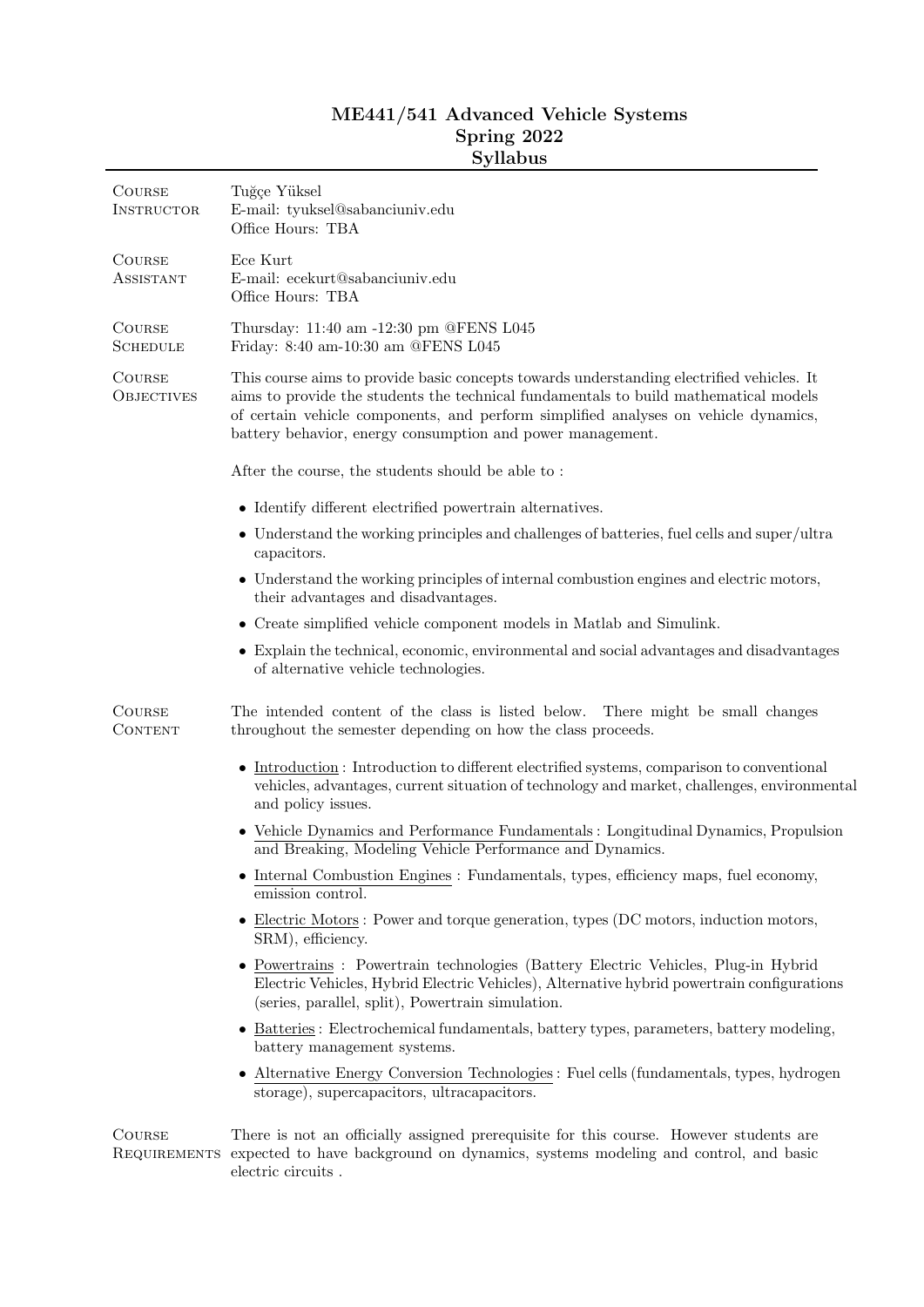# ME441/541 Advanced Vehicle Systems
# Spring 2022
# Syllabus

**Course Instructor**
Tuğçe Yüksel
E-mail: tyuksel@sabanciuniv.edu
Office Hours: TBA

**Course Assistant**
Ece Kurt
E-mail: ecekurt@sabanciuniv.edu
Office Hours: TBA

**Course Schedule**
Thursday: 11:40 am -12:30 pm @FENS L045
Friday: 8:40 am-10:30 am @FENS L045

**Course Objectives**
This course aims to provide basic concepts towards understanding electrified vehicles. It aims to provide the students the technical fundamentals to build mathematical models of certain vehicle components, and perform simplified analyses on vehicle dynamics, battery behavior, energy consumption and power management.

After the course, the students should be able to :

- Identify different electrified powertrain alternatives.
- Understand the working principles and challenges of batteries, fuel cells and super/ultra capacitors.
- Understand the working principles of internal combustion engines and electric motors, their advantages and disadvantages.
- Create simplified vehicle component models in Matlab and Simulink.
- Explain the technical, economic, environmental and social advantages and disadvantages of alternative vehicle technologies.

**Course Content**
The intended content of the class is listed below. There might be small changes throughout the semester depending on how the class proceeds.

- Introduction : Introduction to different electrified systems, comparison to conventional vehicles, advantages, current situation of technology and market, challenges, environmental and policy issues.
- Vehicle Dynamics and Performance Fundamentals : Longitudinal Dynamics, Propulsion and Breaking, Modeling Vehicle Performance and Dynamics.
- Internal Combustion Engines : Fundamentals, types, efficiency maps, fuel economy, emission control.
- Electric Motors : Power and torque generation, types (DC motors, induction motors, SRM), efficiency.
- Powertrains : Powertrain technologies (Battery Electric Vehicles, Plug-in Hybrid Electric Vehicles, Hybrid Electric Vehicles), Alternative hybrid powertrain configurations (series, parallel, split), Powertrain simulation.
- Batteries : Electrochemical fundamentals, battery types, parameters, battery modeling, battery management systems.
- Alternative Energy Conversion Technologies : Fuel cells (fundamentals, types, hydrogen storage), supercapacitors, ultracapacitors.

**Course Requirements**
There is not an officially assigned prerequisite for this course. However students are expected to have background on dynamics, systems modeling and control, and basic electric circuits .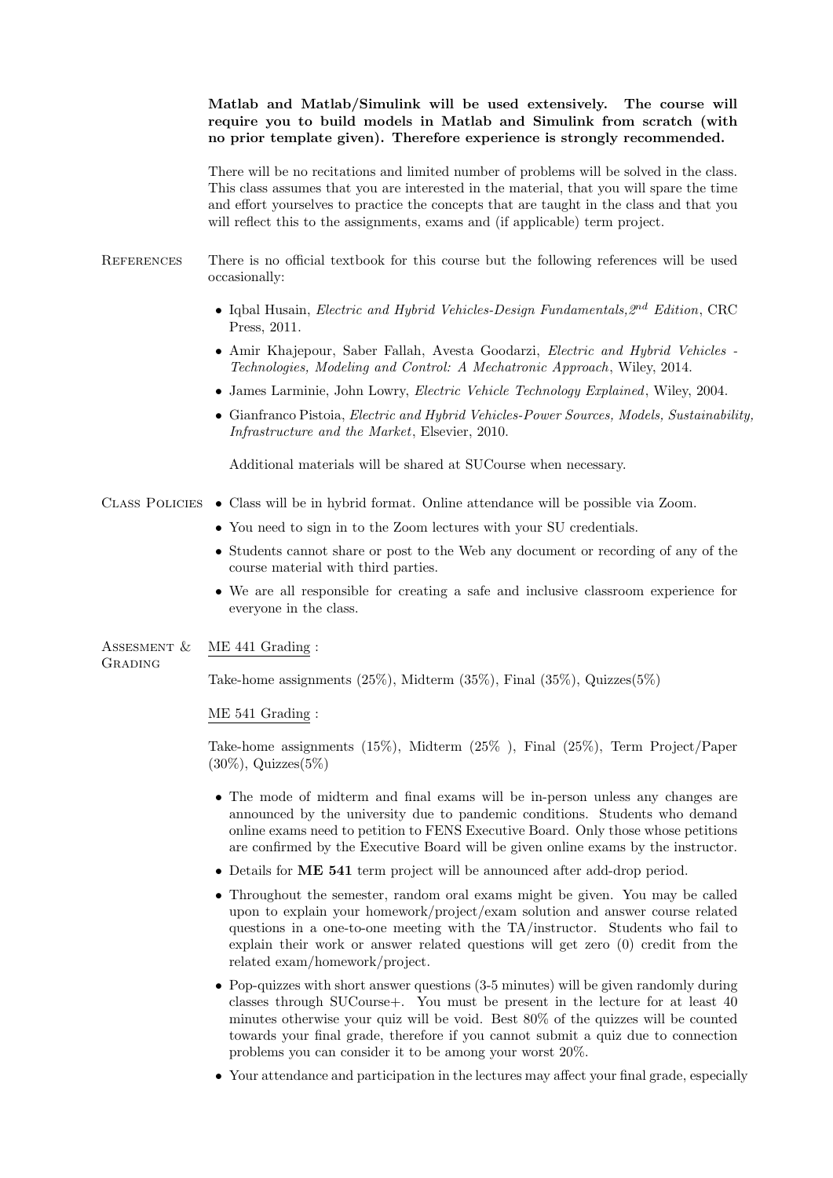**Matlab and Matlab/Simulink will be used extensively. The course will require you to build models in Matlab and Simulink from scratch (with no prior template given). Therefore experience is strongly recommended.**

There will be no recitations and limited number of problems will be solved in the class. This class assumes that you are interested in the material, that you will spare the time and effort yourselves to practice the concepts that are taught in the class and that you will reflect this to the assignments, exams and (if applicable) term project.

## References

There is no official textbook for this course but the following references will be used occasionally:

- Iqbal Husain, *Electric and Hybrid Vehicles-Design Fundamentals,2$^{nd}$ Edition*, CRC Press, 2011.
- Amir Khajepour, Saber Fallah, Avesta Goodarzi, *Electric and Hybrid Vehicles - Technologies, Modeling and Control: A Mechatronic Approach*, Wiley, 2014.
- James Larminie, John Lowry, *Electric Vehicle Technology Explained*, Wiley, 2004.
- Gianfranco Pistoia, *Electric and Hybrid Vehicles-Power Sources, Models, Sustainability, Infrastructure and the Market*, Elsevier, 2010.

  Additional materials will be shared at SUCourse when necessary.

## Class Policies

- Class will be in hybrid format. Online attendance will be possible via Zoom.
- You need to sign in to the Zoom lectures with your SU credentials.
- Students cannot share or post to the Web any document or recording of any of the course material with third parties.
- We are all responsible for creating a safe and inclusive classroom experience for everyone in the class.

## Assesment & Grading

ME 441 Grading :

Take-home assignments (25%), Midterm (35%), Final (35%), Quizzes(5%)

ME 541 Grading :

Take-home assignments (15%), Midterm (25% ), Final (25%), Term Project/Paper (30%), Quizzes(5%)

- The mode of midterm and final exams will be in-person unless any changes are announced by the university due to pandemic conditions. Students who demand online exams need to petition to FENS Executive Board. Only those whose petitions are confirmed by the Executive Board will be given online exams by the instructor.
- Details for **ME 541** term project will be announced after add-drop period.
- Throughout the semester, random oral exams might be given. You may be called upon to explain your homework/project/exam solution and answer course related questions in a one-to-one meeting with the TA/instructor. Students who fail to explain their work or answer related questions will get zero (0) credit from the related exam/homework/project.
- Pop-quizzes with short answer questions (3-5 minutes) will be given randomly during classes through SUCourse+. You must be present in the lecture for at least 40 minutes otherwise your quiz will be void. Best 80% of the quizzes will be counted towards your final grade, therefore if you cannot submit a quiz due to connection problems you can consider it to be among your worst 20%.
- Your attendance and participation in the lectures may affect your final grade, especially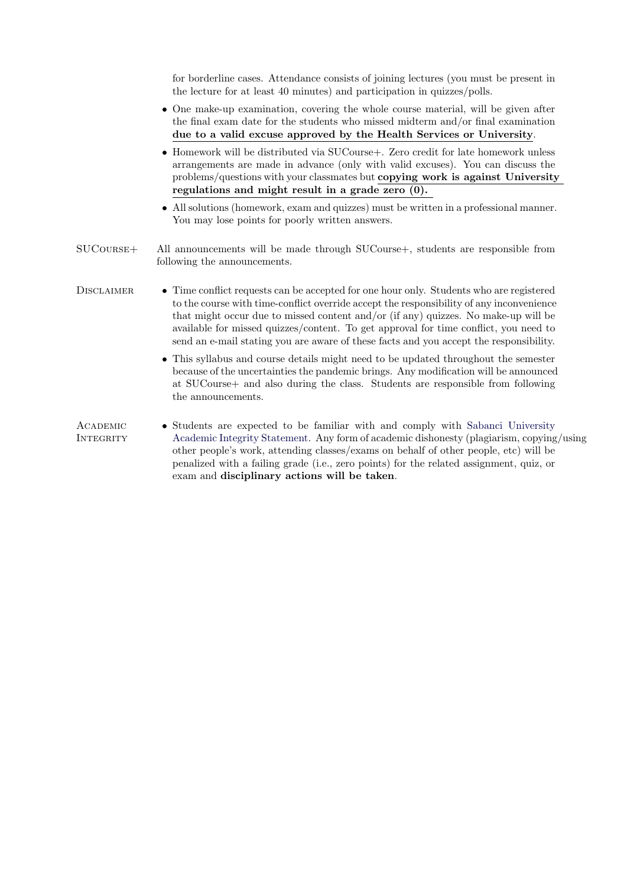for borderline cases. Attendance consists of joining lectures (you must be present in the lecture for at least 40 minutes) and participation in quizzes/polls.

- One make-up examination, covering the whole course material, will be given after the final exam date for the students who missed midterm and/or final examination **due to a valid excuse approved by the Health Services or University**.
- Homework will be distributed via SUCourse+. Zero credit for late homework unless arrangements are made in advance (only with valid excuses). You can discuss the problems/questions with your classmates but **copying work is against University regulations and might result in a grade zero (0).**
- All solutions (homework, exam and quizzes) must be written in a professional manner. You may lose points for poorly written answers.

**SUCourse+**

All announcements will be made through SUCourse+, students are responsible from following the announcements.

**Disclaimer**

- Time conflict requests can be accepted for one hour only. Students who are registered to the course with time-conflict override accept the responsibility of any inconvenience that might occur due to missed content and/or (if any) quizzes. No make-up will be available for missed quizzes/content. To get approval for time conflict, you need to send an e-mail stating you are aware of these facts and you accept the responsibility.
- This syllabus and course details might need to be updated throughout the semester because of the uncertainties the pandemic brings. Any modification will be announced at SUCourse+ and also during the class. Students are responsible from following the announcements.

**Academic Integrity**

- Students are expected to be familiar with and comply with Sabanci University Academic Integrity Statement. Any form of academic dishonesty (plagiarism, copying/using other people's work, attending classes/exams on behalf of other people, etc) will be penalized with a failing grade (i.e., zero points) for the related assignment, quiz, or exam and **disciplinary actions will be taken**.